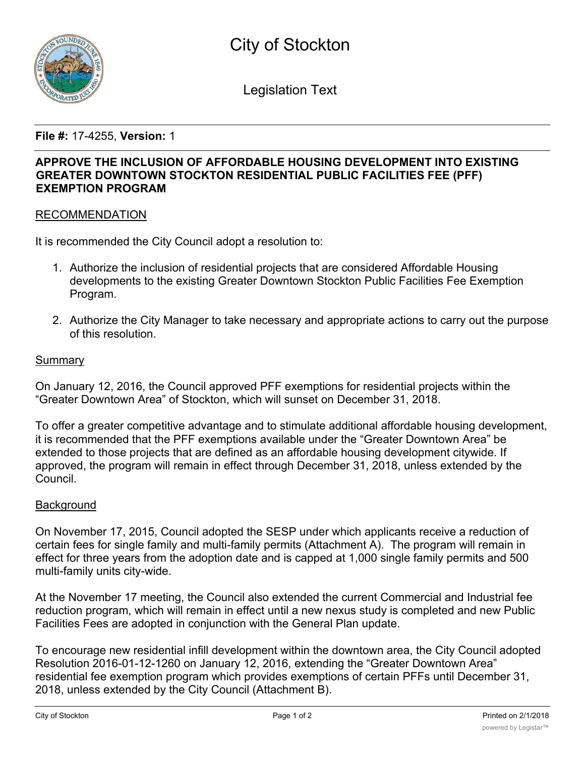# City of Stockton

Legislation Text

**File #:** 17-4255, **Version:** 1

**APPROVE THE INCLUSION OF AFFORDABLE HOUSING DEVELOPMENT INTO EXISTING GREATER DOWNTOWN STOCKTON RESIDENTIAL PUBLIC FACILITIES FEE (PFF) EXEMPTION PROGRAM**

## RECOMMENDATION

It is recommended the City Council adopt a resolution to:

1. Authorize the inclusion of residential projects that are considered Affordable Housing developments to the existing Greater Downtown Stockton Public Facilities Fee Exemption Program.
2. Authorize the City Manager to take necessary and appropriate actions to carry out the purpose of this resolution.

## Summary

On January 12, 2016, the Council approved PFF exemptions for residential projects within the "Greater Downtown Area" of Stockton, which will sunset on December 31, 2018.

To offer a greater competitive advantage and to stimulate additional affordable housing development, it is recommended that the PFF exemptions available under the "Greater Downtown Area" be extended to those projects that are defined as an affordable housing development citywide. If approved, the program will remain in effect through December 31, 2018, unless extended by the Council.

## Background

On November 17, 2015, Council adopted the SESP under which applicants receive a reduction of certain fees for single family and multi-family permits (Attachment A). The program will remain in effect for three years from the adoption date and is capped at 1,000 single family permits and 500 multi-family units city-wide.

At the November 17 meeting, the Council also extended the current Commercial and Industrial fee reduction program, which will remain in effect until a new nexus study is completed and new Public Facilities Fees are adopted in conjunction with the General Plan update.

To encourage new residential infill development within the downtown area, the City Council adopted Resolution 2016-01-12-1260 on January 12, 2016, extending the "Greater Downtown Area" residential fee exemption program which provides exemptions of certain PFFs until December 31, 2018, unless extended by the City Council (Attachment B).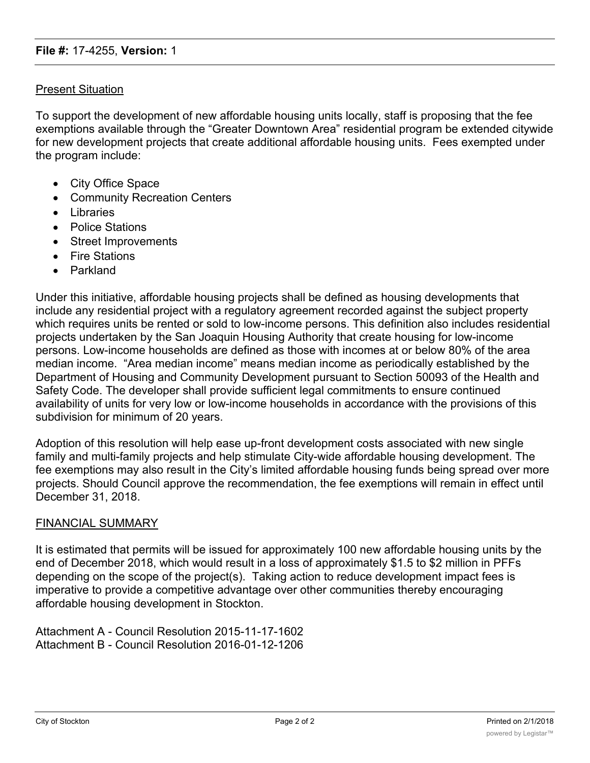**File #:** 17-4255, **Version:** 1

Present Situation

To support the development of new affordable housing units locally, staff is proposing that the fee exemptions available through the "Greater Downtown Area" residential program be extended citywide for new development projects that create additional affordable housing units. Fees exempted under the program include:

- City Office Space
- Community Recreation Centers
- Libraries
- Police Stations
- Street Improvements
- Fire Stations
- Parkland

Under this initiative, affordable housing projects shall be defined as housing developments that include any residential project with a regulatory agreement recorded against the subject property which requires units be rented or sold to low-income persons. This definition also includes residential projects undertaken by the San Joaquin Housing Authority that create housing for low-income persons. Low-income households are defined as those with incomes at or below 80% of the area median income. "Area median income" means median income as periodically established by the Department of Housing and Community Development pursuant to Section 50093 of the Health and Safety Code. The developer shall provide sufficient legal commitments to ensure continued availability of units for very low or low-income households in accordance with the provisions of this subdivision for minimum of 20 years.

Adoption of this resolution will help ease up-front development costs associated with new single family and multi-family projects and help stimulate City-wide affordable housing development. The fee exemptions may also result in the City's limited affordable housing funds being spread over more projects. Should Council approve the recommendation, the fee exemptions will remain in effect until December 31, 2018.

FINANCIAL SUMMARY

It is estimated that permits will be issued for approximately 100 new affordable housing units by the end of December 2018, which would result in a loss of approximately $1.5 to $2 million in PFFs depending on the scope of the project(s). Taking action to reduce development impact fees is imperative to provide a competitive advantage over other communities thereby encouraging affordable housing development in Stockton.

Attachment A - Council Resolution 2015-11-17-1602
Attachment B - Council Resolution 2016-01-12-1206